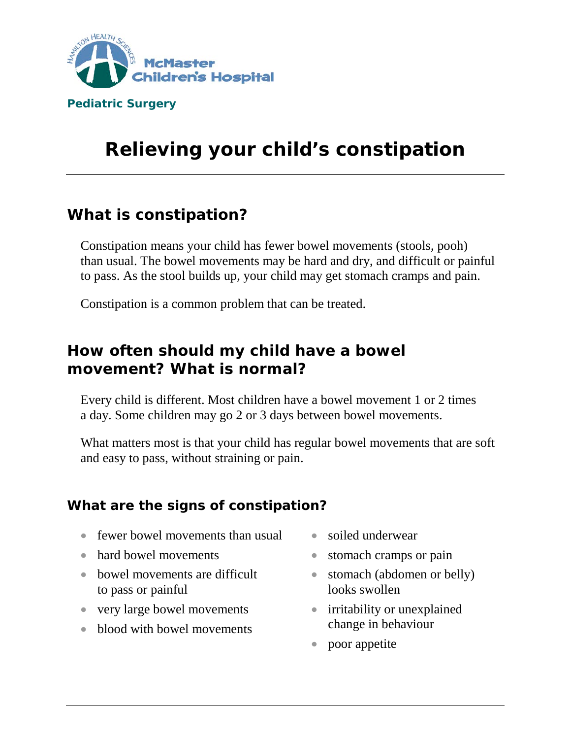McMaster Children's Hospital

Pediatric Surgery

# Relieving your child's constipation

## What is constipation?

Constipation means your child has fewer bowel movements (stools, pooh) than usual. The bowel movements may be hard and dry, and difficult or painful to pass. As the stool builds up, your child may get stomach cramps and pain.

Constipation is a common problem that can be treated.

## How often should my child have a bowel movement? What is normal?

Every child is different. Most children have a bowel movement 1 or 2 times a day. Some children may go 2 or 3 days between bowel movements.

What matters most is that your child has regular bowel movements that are soft and easy to pass, without straining or pain.

### What are the signs of constipation?

- fewer bowel movements than usual
- hard bowel movements
- bowel movements are difficult to pass or painful
- very large bowel movements
- blood with bowel movements
- soiled underwear
- stomach cramps or pain
- stomach (abdomen or belly) looks swollen
- irritability or unexplained change in behaviour
- poor appetite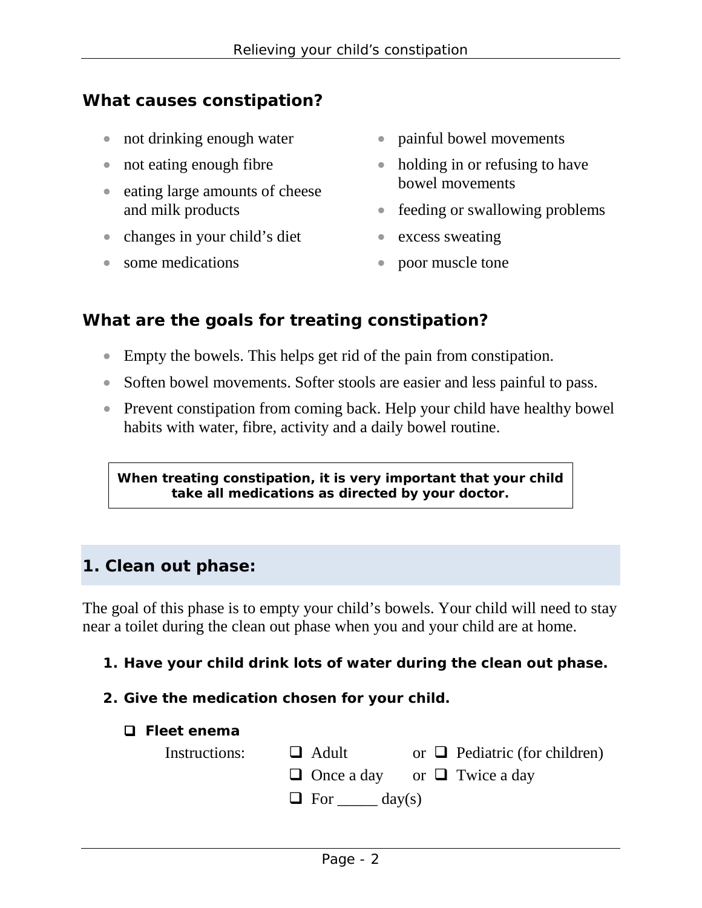## What causes constipation?

- not drinking enough water
- not eating enough fibre
- eating large amounts of cheese and milk products
- changes in your child's diet
- some medications
- painful bowel movements
- holding in or refusing to have bowel movements
- feeding or swallowing problems
- excess sweating
- poor muscle tone

## What are the goals for treating constipation?

- Empty the bowels. This helps get rid of the pain from constipation.
- Soften bowel movements. Softer stools are easier and less painful to pass.
- Prevent constipation from coming back. Help your child have healthy bowel habits with water, fibre, activity and a daily bowel routine.

**When treating constipation, it is very important that your child take all medications as directed by your doctor.**

## 1. Clean out phase:

The goal of this phase is to empty your child's bowels. Your child will need to stay near a toilet during the clean out phase when you and your child are at home.

1. **Have your child drink lots of water during the clean out phase.**
2. **Give the medication chosen for your child.**

- ❑ **Fleet enema**

  Instructions:
  - ❑ Adult or ❑ Pediatric (for children)
  - ❑ Once a day or ❑ Twice a day
  - ❑ For _____ day(s)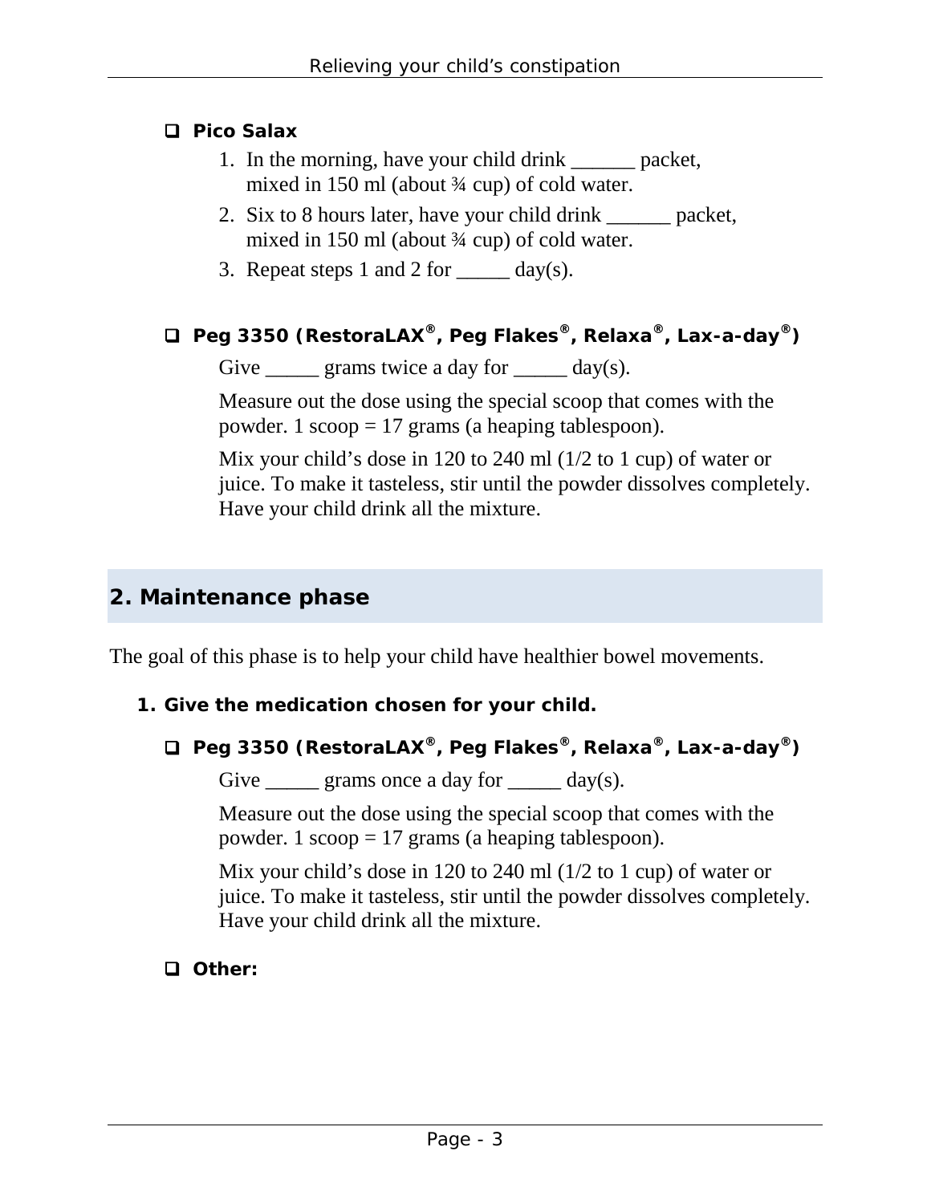- ☐ **Pico Salax**
  1. In the morning, have your child drink ______ packet, mixed in 150 ml (about ¾ cup) of cold water.
  2. Six to 8 hours later, have your child drink ______ packet, mixed in 150 ml (about ¾ cup) of cold water.
  3. Repeat steps 1 and 2 for _____ day(s).

- ☐ **Peg 3350 (RestoraLAX®, Peg Flakes®, Relaxa®, Lax-a-day®)**

  Give _____ grams twice a day for _____ day(s).

  Measure out the dose using the special scoop that comes with the powder. 1 scoop = 17 grams (a heaping tablespoon).

  Mix your child's dose in 120 to 240 ml (1/2 to 1 cup) of water or juice. To make it tasteless, stir until the powder dissolves completely. Have your child drink all the mixture.

## 2. Maintenance phase

The goal of this phase is to help your child have healthier bowel movements.

**1. Give the medication chosen for your child.**

- ☐ **Peg 3350 (RestoraLAX®, Peg Flakes®, Relaxa®, Lax-a-day®)**

  Give _____ grams once a day for _____ day(s).

  Measure out the dose using the special scoop that comes with the powder. 1 scoop = 17 grams (a heaping tablespoon).

  Mix your child's dose in 120 to 240 ml (1/2 to 1 cup) of water or juice. To make it tasteless, stir until the powder dissolves completely. Have your child drink all the mixture.

- ☐ **Other:**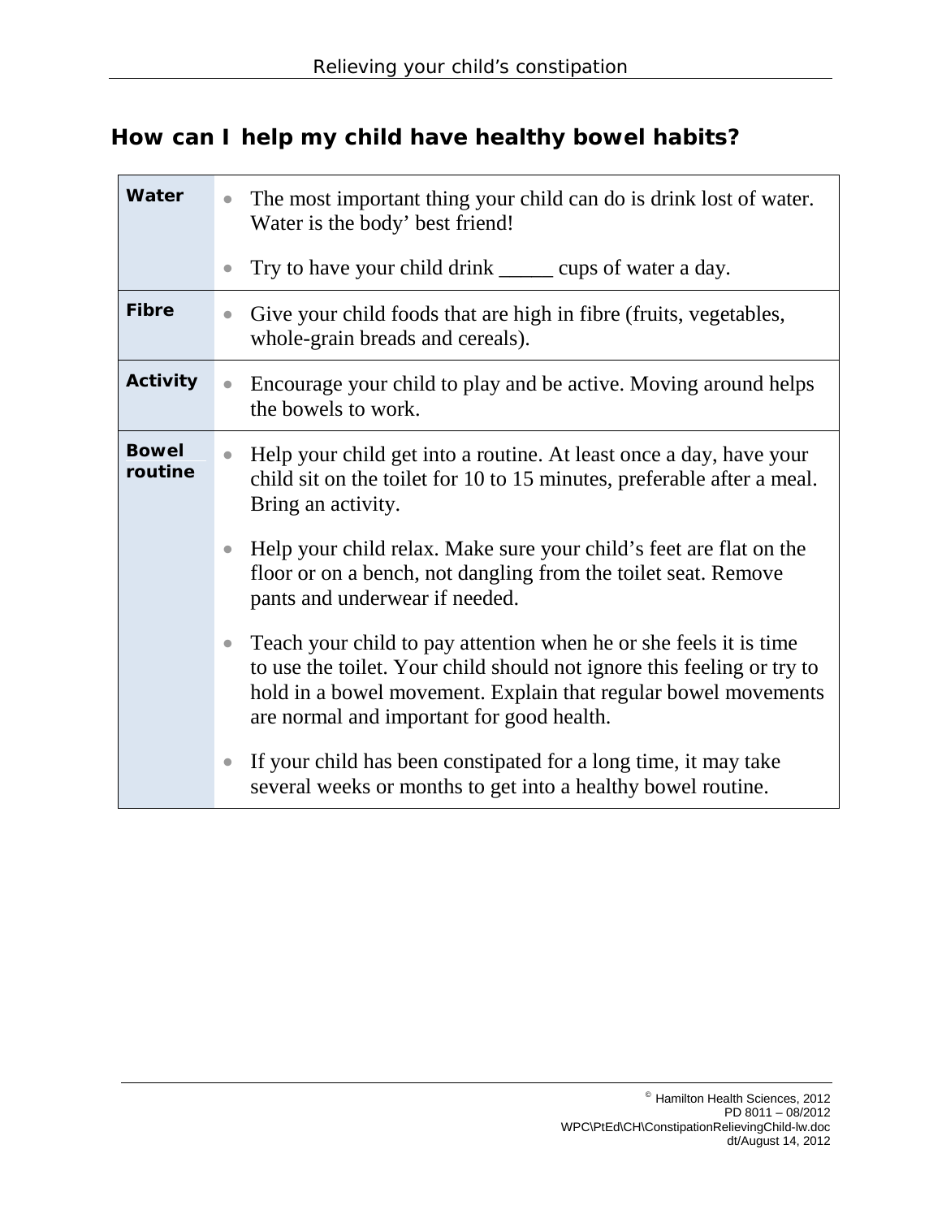## How can I help my child have healthy bowel habits?

| | |
|---|---|
| **Water** | • The most important thing your child can do is drink lost of water. Water is the body' best friend!<br><br>• Try to have your child drink _____ cups of water a day. |
| **Fibre** | • Give your child foods that are high in fibre (fruits, vegetables, whole-grain breads and cereals). |
| **Activity** | • Encourage your child to play and be active. Moving around helps the bowels to work. |
| **Bowel routine** | • Help your child get into a routine. At least once a day, have your child sit on the toilet for 10 to 15 minutes, preferable after a meal. Bring an activity.<br><br>• Help your child relax. Make sure your child's feet are flat on the floor or on a bench, not dangling from the toilet seat. Remove pants and underwear if needed.<br><br>• Teach your child to pay attention when he or she feels it is time to use the toilet. Your child should not ignore this feeling or try to hold in a bowel movement. Explain that regular bowel movements are normal and important for good health.<br><br>• If your child has been constipated for a long time, it may take several weeks or months to get into a healthy bowel routine. |

© Hamilton Health Sciences, 2012
PD 8011 – 08/2012
WPC\PtEd\CH\ConstipationRelievingChild-lw.doc
dt/August 14, 2012